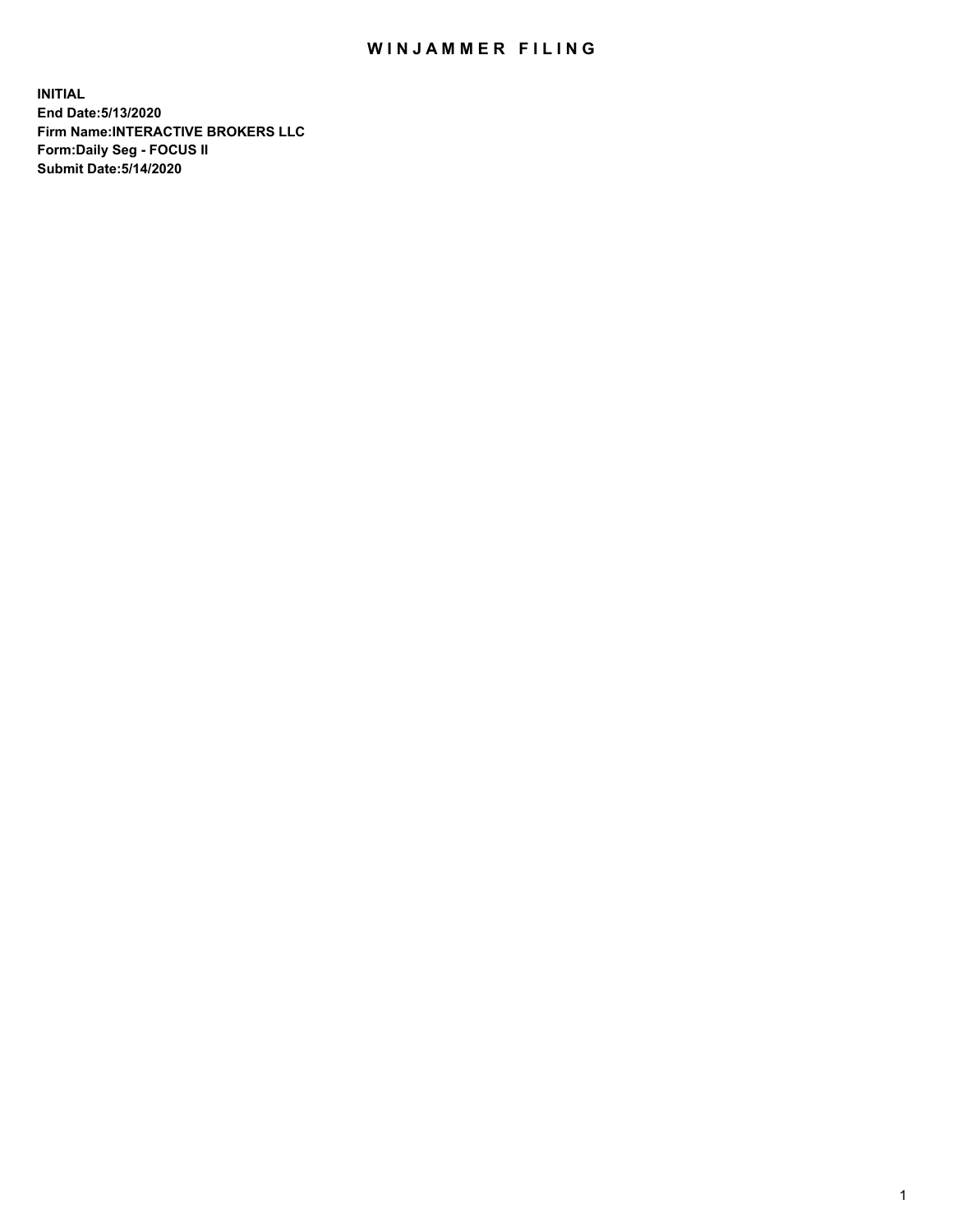# WINJAMMER FILING

**INITIAL**
**End Date:5/13/2020**
**Firm Name:INTERACTIVE BROKERS LLC**
**Form:Daily Seg - FOCUS II**
**Submit Date:5/14/2020**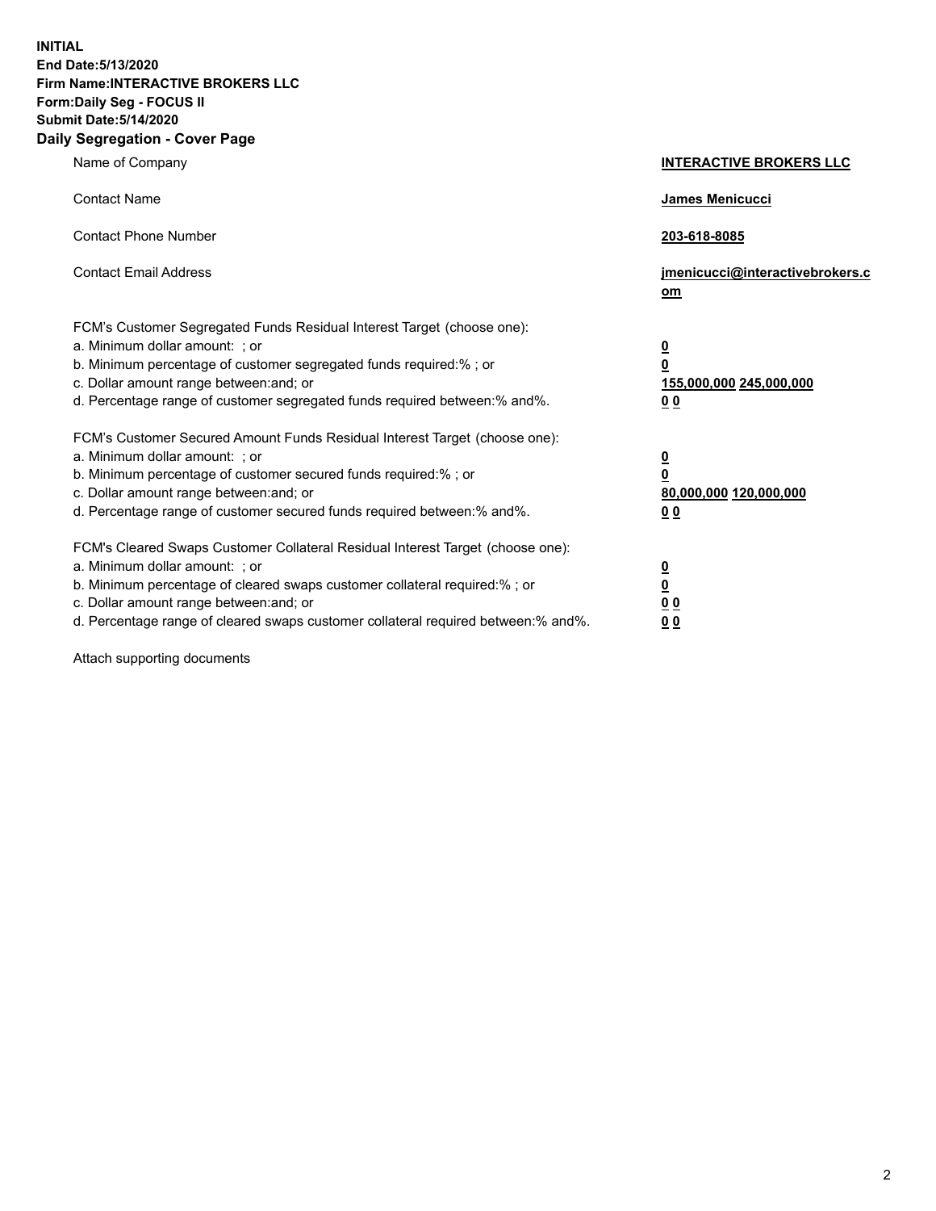**INITIAL**
**End Date:5/13/2020**
**Firm Name:INTERACTIVE BROKERS LLC**
**Form:Daily Seg - FOCUS II**
**Submit Date:5/14/2020**

## Daily Segregation - Cover Page

| | |
|---|---|
| Name of Company | **INTERACTIVE BROKERS LLC** |
| Contact Name | **James Menicucci** |
| Contact Phone Number | **203-618-8085** |
| Contact Email Address | **jmenicucci@interactivebrokers.com** |
| FCM's Customer Segregated Funds Residual Interest Target (choose one): | |
| a. Minimum dollar amount: ; or | **0** |
| b. Minimum percentage of customer segregated funds required:% ; or | **0** |
| c. Dollar amount range between:and; or | **155,000,000 245,000,000** |
| d. Percentage range of customer segregated funds required between:% and%. | **0 0** |
| FCM's Customer Secured Amount Funds Residual Interest Target (choose one): | |
| a. Minimum dollar amount: ; or | **0** |
| b. Minimum percentage of customer secured funds required:% ; or | **0** |
| c. Dollar amount range between:and; or | **80,000,000 120,000,000** |
| d. Percentage range of customer secured funds required between:% and%. | **0 0** |
| FCM's Cleared Swaps Customer Collateral Residual Interest Target (choose one): | |
| a. Minimum dollar amount: ; or | **0** |
| b. Minimum percentage of cleared swaps customer collateral required:% ; or | **0** |
| c. Dollar amount range between:and; or | **0 0** |
| d. Percentage range of cleared swaps customer collateral required between:% and%. | **0 0** |

Attach supporting documents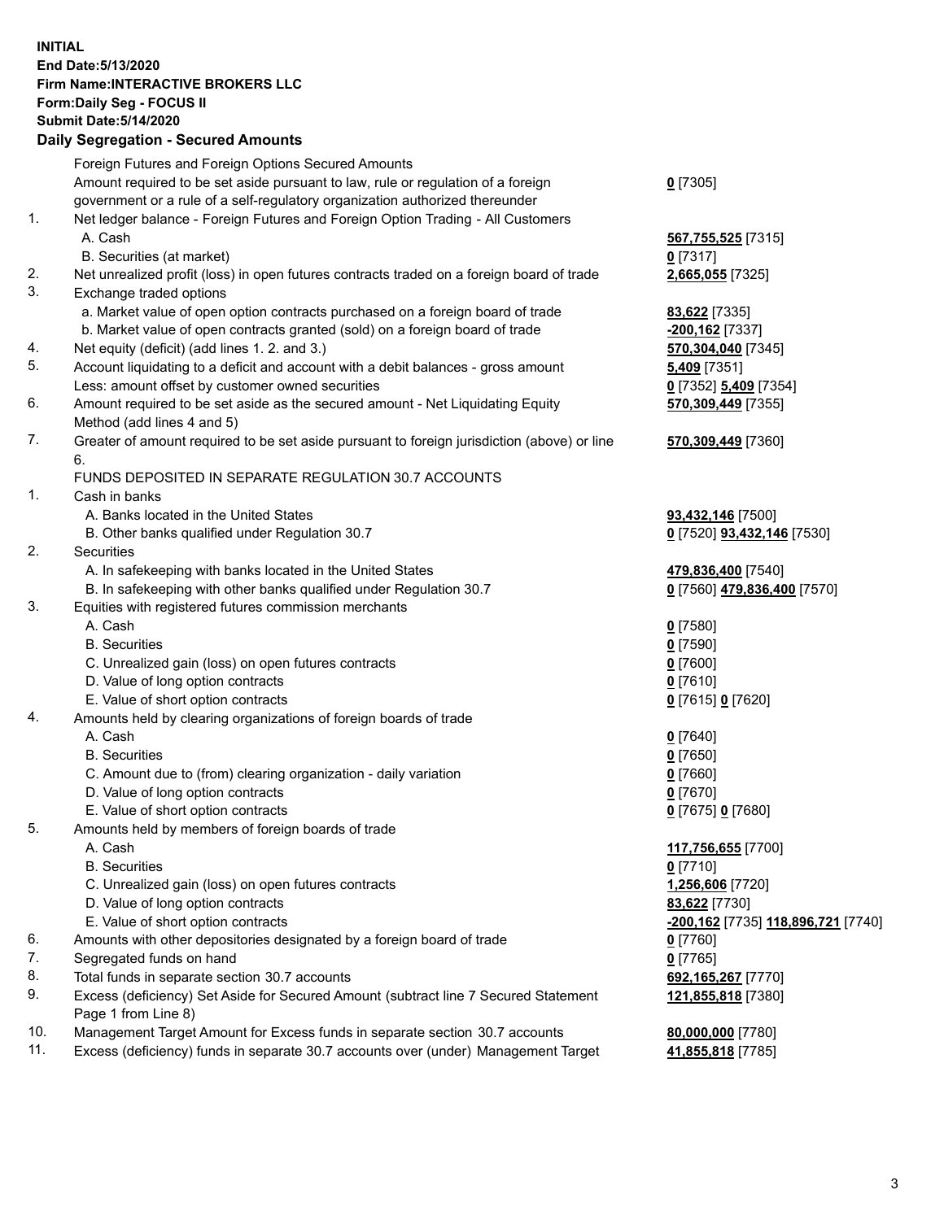**INITIAL**
**End Date:5/13/2020**
**Firm Name:INTERACTIVE BROKERS LLC**
**Form:Daily Seg - FOCUS II**
**Submit Date:5/14/2020**

## Daily Segregation - Secured Amounts

| | | |
|---|---|---|
| | Foreign Futures and Foreign Options Secured Amounts | |
| | Amount required to be set aside pursuant to law, rule or regulation of a foreign government or a rule of a self-regulatory organization authorized thereunder | **0** [7305] |
| 1. | Net ledger balance - Foreign Futures and Foreign Option Trading - All Customers | |
| | A. Cash | **567,755,525** [7315] |
| | B. Securities (at market) | **0** [7317] |
| 2. | Net unrealized profit (loss) in open futures contracts traded on a foreign board of trade | **2,665,055** [7325] |
| 3. | Exchange traded options | |
| | a. Market value of open option contracts purchased on a foreign board of trade | **83,622** [7335] |
| | b. Market value of open contracts granted (sold) on a foreign board of trade | **-200,162** [7337] |
| 4. | Net equity (deficit) (add lines 1. 2. and 3.) | **570,304,040** [7345] |
| 5. | Account liquidating to a deficit and account with a debit balances - gross amount | **5,409** [7351] |
| | Less: amount offset by customer owned securities | **0** [7352] **5,409** [7354] |
| 6. | Amount required to be set aside as the secured amount - Net Liquidating Equity Method (add lines 4 and 5) | **570,309,449** [7355] |
| 7. | Greater of amount required to be set aside pursuant to foreign jurisdiction (above) or line 6. | **570,309,449** [7360] |
| | FUNDS DEPOSITED IN SEPARATE REGULATION 30.7 ACCOUNTS | |
| 1. | Cash in banks | |
| | A. Banks located in the United States | **93,432,146** [7500] |
| | B. Other banks qualified under Regulation 30.7 | **0** [7520] **93,432,146** [7530] |
| 2. | Securities | |
| | A. In safekeeping with banks located in the United States | **479,836,400** [7540] |
| | B. In safekeeping with other banks qualified under Regulation 30.7 | **0** [7560] **479,836,400** [7570] |
| 3. | Equities with registered futures commission merchants | |
| | A. Cash | **0** [7580] |
| | B. Securities | **0** [7590] |
| | C. Unrealized gain (loss) on open futures contracts | **0** [7600] |
| | D. Value of long option contracts | **0** [7610] |
| | E. Value of short option contracts | **0** [7615] **0** [7620] |
| 4. | Amounts held by clearing organizations of foreign boards of trade | |
| | A. Cash | **0** [7640] |
| | B. Securities | **0** [7650] |
| | C. Amount due to (from) clearing organization - daily variation | **0** [7660] |
| | D. Value of long option contracts | **0** [7670] |
| | E. Value of short option contracts | **0** [7675] **0** [7680] |
| 5. | Amounts held by members of foreign boards of trade | |
| | A. Cash | **117,756,655** [7700] |
| | B. Securities | **0** [7710] |
| | C. Unrealized gain (loss) on open futures contracts | **1,256,606** [7720] |
| | D. Value of long option contracts | **83,622** [7730] |
| | E. Value of short option contracts | **-200,162** [7735] **118,896,721** [7740] |
| 6. | Amounts with other depositories designated by a foreign board of trade | **0** [7760] |
| 7. | Segregated funds on hand | **0** [7765] |
| 8. | Total funds in separate section 30.7 accounts | **692,165,267** [7770] |
| 9. | Excess (deficiency) Set Aside for Secured Amount (subtract line 7 Secured Statement Page 1 from Line 8) | **121,855,818** [7380] |
| 10. | Management Target Amount for Excess funds in separate section 30.7 accounts | **80,000,000** [7780] |
| 11. | Excess (deficiency) funds in separate 30.7 accounts over (under) Management Target | **41,855,818** [7785] |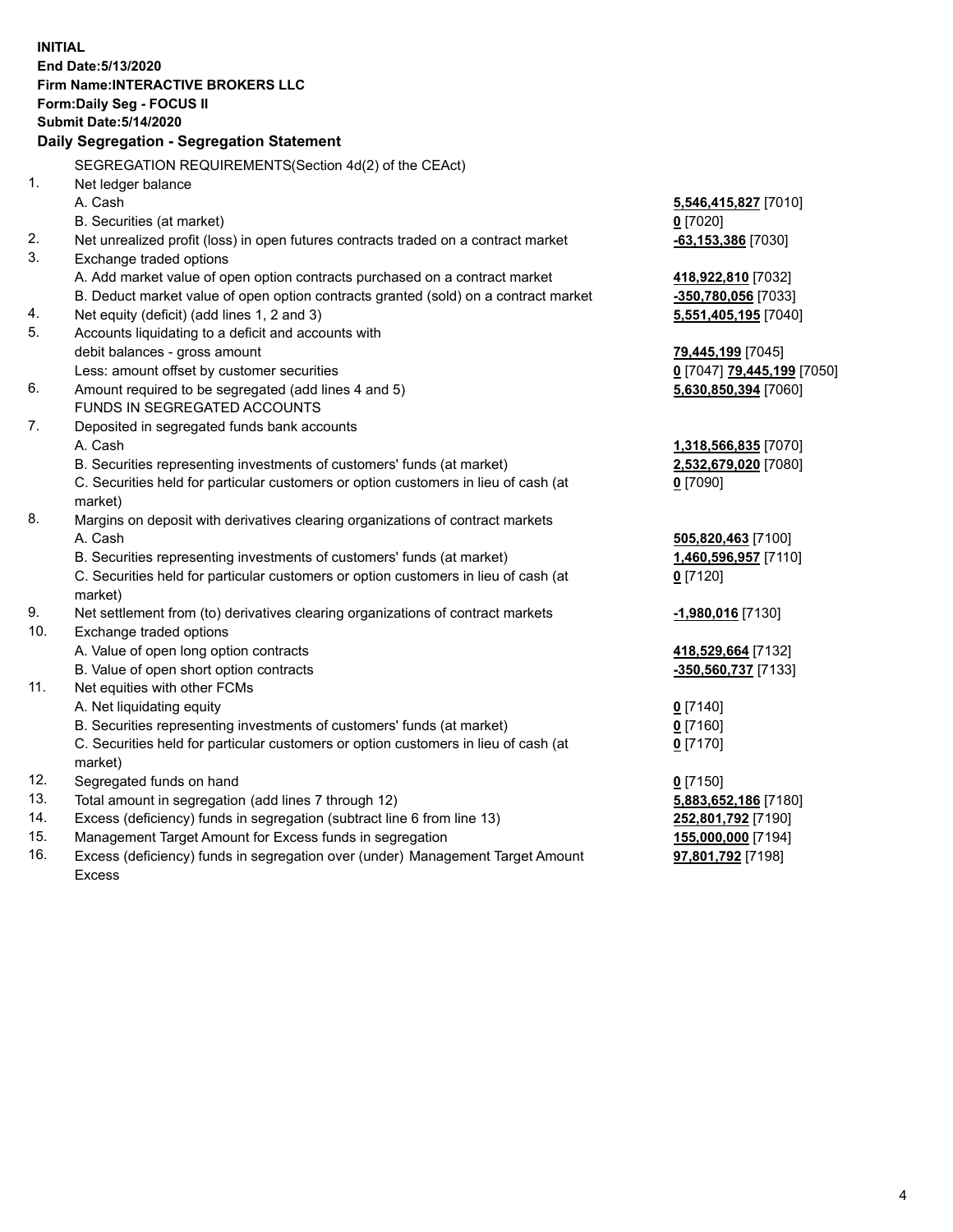**INITIAL**
**End Date:5/13/2020**
**Firm Name:INTERACTIVE BROKERS LLC**
**Form:Daily Seg - FOCUS II**
**Submit Date:5/14/2020**

**Daily Segregation - Segregation Statement**

SEGREGATION REQUIREMENTS(Section 4d(2) of the CEAct)

| | | |
|---|---|---|
| 1. | Net ledger balance | |
| | A. Cash | **5,546,415,827** [7010] |
| | B. Securities (at market) | **0** [7020] |
| 2. | Net unrealized profit (loss) in open futures contracts traded on a contract market | **-63,153,386** [7030] |
| 3. | Exchange traded options | |
| | A. Add market value of open option contracts purchased on a contract market | **418,922,810** [7032] |
| | B. Deduct market value of open option contracts granted (sold) on a contract market | **-350,780,056** [7033] |
| 4. | Net equity (deficit) (add lines 1, 2 and 3) | **5,551,405,195** [7040] |
| 5. | Accounts liquidating to a deficit and accounts with | |
| | debit balances - gross amount | **79,445,199** [7045] |
| | Less: amount offset by customer securities | **0** [7047] **79,445,199** [7050] |
| 6. | Amount required to be segregated (add lines 4 and 5) | **5,630,850,394** [7060] |
| | FUNDS IN SEGREGATED ACCOUNTS | |
| 7. | Deposited in segregated funds bank accounts | |
| | A. Cash | **1,318,566,835** [7070] |
| | B. Securities representing investments of customers' funds (at market) | **2,532,679,020** [7080] |
| | C. Securities held for particular customers or option customers in lieu of cash (at market) | **0** [7090] |
| 8. | Margins on deposit with derivatives clearing organizations of contract markets | |
| | A. Cash | **505,820,463** [7100] |
| | B. Securities representing investments of customers' funds (at market) | **1,460,596,957** [7110] |
| | C. Securities held for particular customers or option customers in lieu of cash (at market) | **0** [7120] |
| 9. | Net settlement from (to) derivatives clearing organizations of contract markets | **-1,980,016** [7130] |
| 10. | Exchange traded options | |
| | A. Value of open long option contracts | **418,529,664** [7132] |
| | B. Value of open short option contracts | **-350,560,737** [7133] |
| 11. | Net equities with other FCMs | |
| | A. Net liquidating equity | **0** [7140] |
| | B. Securities representing investments of customers' funds (at market) | **0** [7160] |
| | C. Securities held for particular customers or option customers in lieu of cash (at market) | **0** [7170] |
| 12. | Segregated funds on hand | **0** [7150] |
| 13. | Total amount in segregation (add lines 7 through 12) | **5,883,652,186** [7180] |
| 14. | Excess (deficiency) funds in segregation (subtract line 6 from line 13) | **252,801,792** [7190] |
| 15. | Management Target Amount for Excess funds in segregation | **155,000,000** [7194] |
| 16. | Excess (deficiency) funds in segregation over (under) Management Target Amount Excess | **97,801,792** [7198] |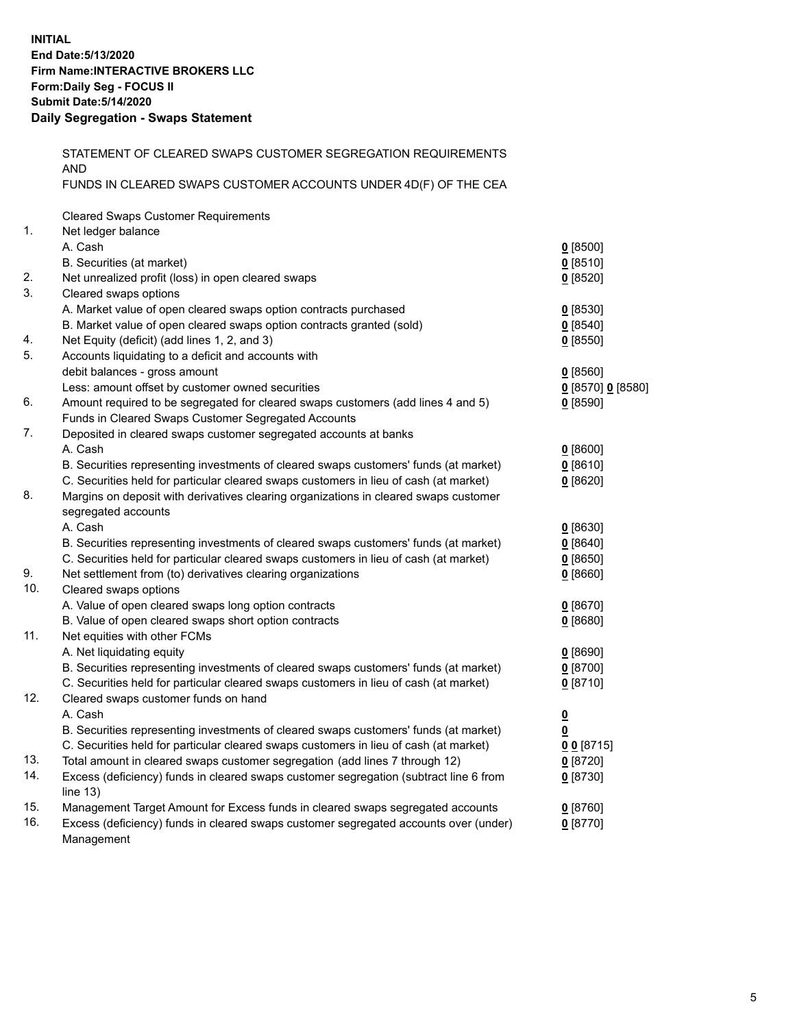**INITIAL**
**End Date:5/13/2020**
**Firm Name:INTERACTIVE BROKERS LLC**
**Form:Daily Seg - FOCUS II**
**Submit Date:5/14/2020**
**Daily Segregation - Swaps Statement**

STATEMENT OF CLEARED SWAPS CUSTOMER SEGREGATION REQUIREMENTS AND FUNDS IN CLEARED SWAPS CUSTOMER ACCOUNTS UNDER 4D(F) OF THE CEA

| | | |
|---|---|---|
| | Cleared Swaps Customer Requirements | |
| 1. | Net ledger balance | |
| | A. Cash | **0** [8500] |
| | B. Securities (at market) | **0** [8510] |
| 2. | Net unrealized profit (loss) in open cleared swaps | **0** [8520] |
| 3. | Cleared swaps options | |
| | A. Market value of open cleared swaps option contracts purchased | **0** [8530] |
| | B. Market value of open cleared swaps option contracts granted (sold) | **0** [8540] |
| 4. | Net Equity (deficit) (add lines 1, 2, and 3) | **0** [8550] |
| 5. | Accounts liquidating to a deficit and accounts with debit balances - gross amount | **0** [8560] |
| | Less: amount offset by customer owned securities | **0** [8570] **0** [8580] |
| 6. | Amount required to be segregated for cleared swaps customers (add lines 4 and 5) | **0** [8590] |
| | Funds in Cleared Swaps Customer Segregated Accounts | |
| 7. | Deposited in cleared swaps customer segregated accounts at banks | |
| | A. Cash | **0** [8600] |
| | B. Securities representing investments of cleared swaps customers' funds (at market) | **0** [8610] |
| | C. Securities held for particular cleared swaps customers in lieu of cash (at market) | **0** [8620] |
| 8. | Margins on deposit with derivatives clearing organizations in cleared swaps customer segregated accounts | |
| | A. Cash | **0** [8630] |
| | B. Securities representing investments of cleared swaps customers' funds (at market) | **0** [8640] |
| | C. Securities held for particular cleared swaps customers in lieu of cash (at market) | **0** [8650] |
| 9. | Net settlement from (to) derivatives clearing organizations | **0** [8660] |
| 10. | Cleared swaps options | |
| | A. Value of open cleared swaps long option contracts | **0** [8670] |
| | B. Value of open cleared swaps short option contracts | **0** [8680] |
| 11. | Net equities with other FCMs | |
| | A. Net liquidating equity | **0** [8690] |
| | B. Securities representing investments of cleared swaps customers' funds (at market) | **0** [8700] |
| | C. Securities held for particular cleared swaps customers in lieu of cash (at market) | **0** [8710] |
| 12. | Cleared swaps customer funds on hand | |
| | A. Cash | **0** |
| | B. Securities representing investments of cleared swaps customers' funds (at market) | **0** |
| | C. Securities held for particular cleared swaps customers in lieu of cash (at market) | **0** **0** [8715] |
| 13. | Total amount in cleared swaps customer segregation (add lines 7 through 12) | **0** [8720] |
| 14. | Excess (deficiency) funds in cleared swaps customer segregation (subtract line 6 from line 13) | **0** [8730] |
| 15. | Management Target Amount for Excess funds in cleared swaps segregated accounts | **0** [8760] |
| 16. | Excess (deficiency) funds in cleared swaps customer segregated accounts over (under) Management | **0** [8770] |